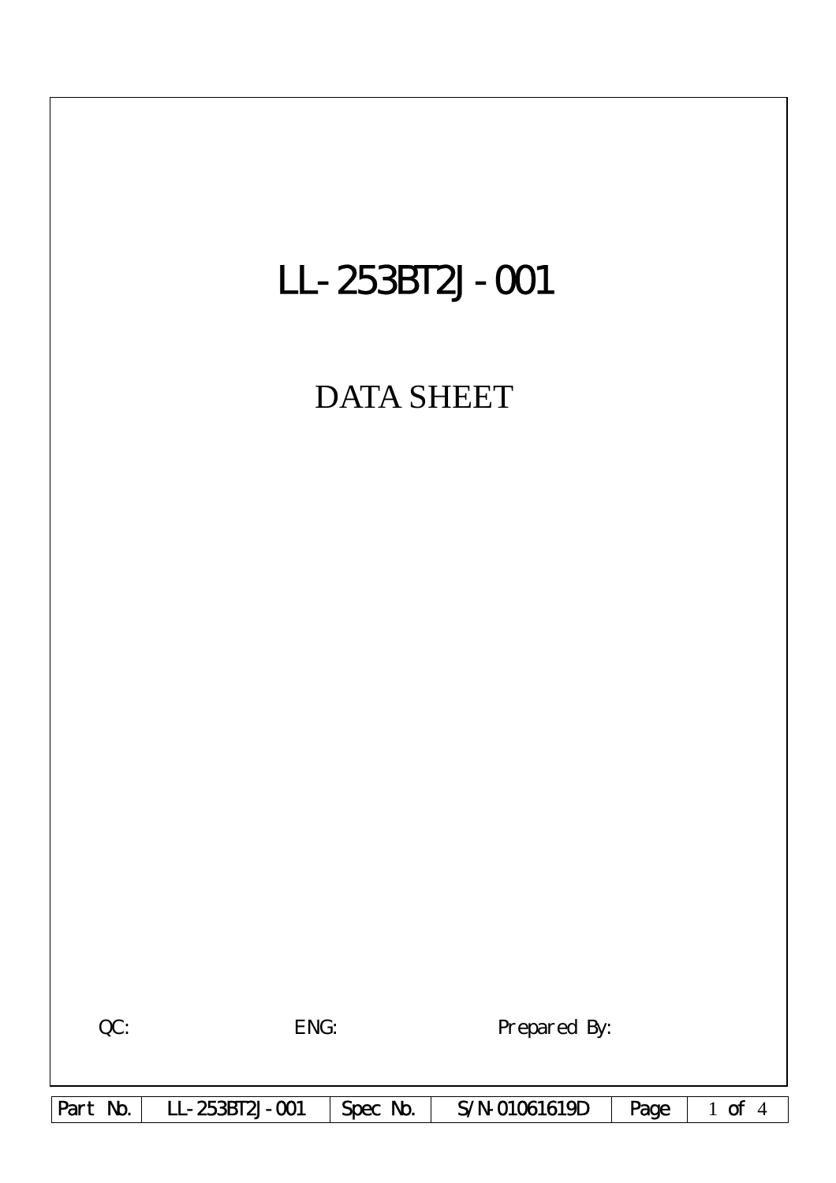# LL-253BT2J-001

## DATA SHEET

QC: ENG: Prepared By:

| Part No. | LL-253BT2J-001 | Spec No. | S/N-01061619D |
|---|---|---|---|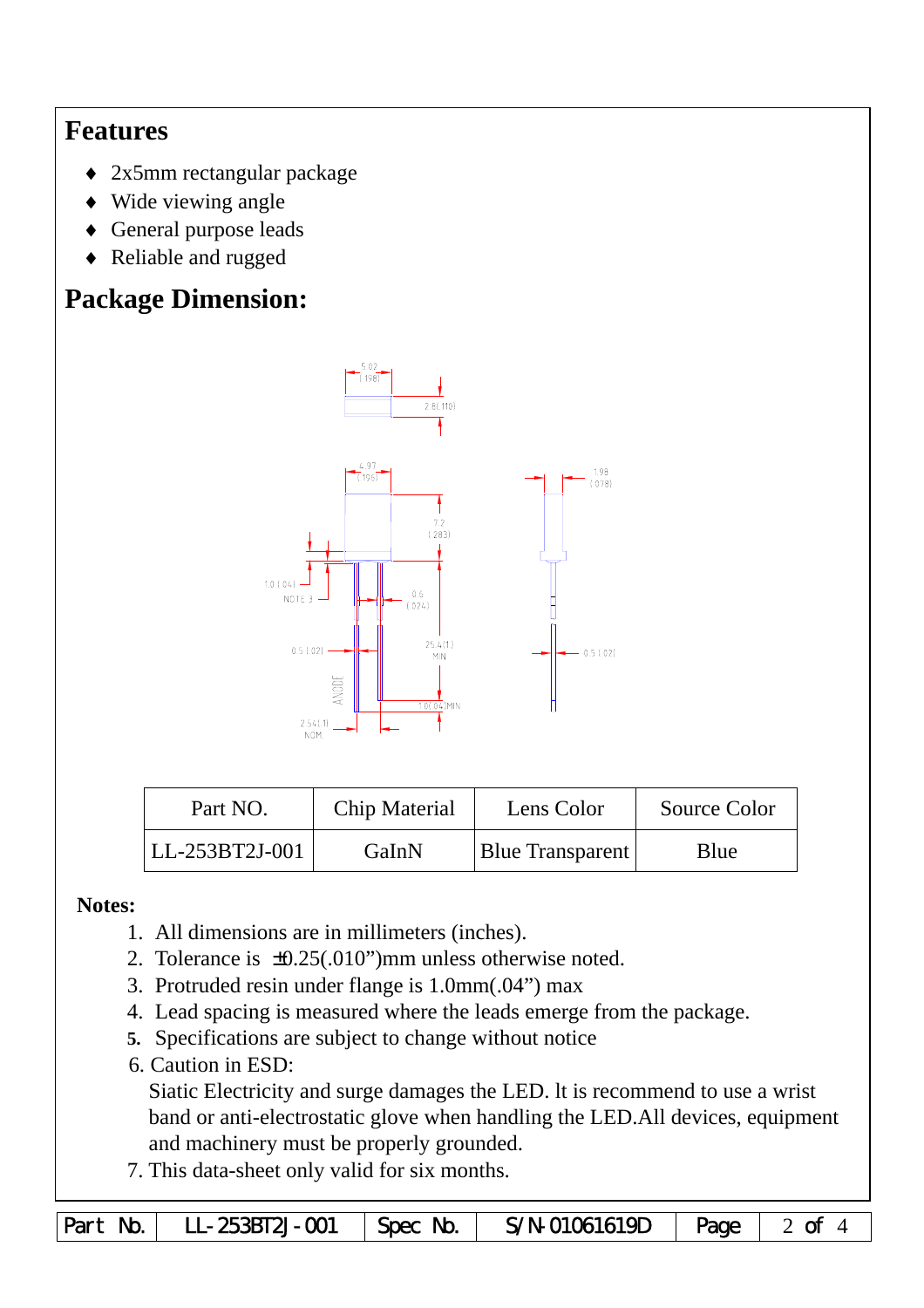## Features

- ♦ 2x5mm rectangular package
- ♦ Wide viewing angle
- ♦ General purpose leads
- ♦ Reliable and rugged

## Package Dimension:

| Part NO. | Chip Material | Lens Color | Source Color |
|---|---|---|---|
| LL-253BT2J-001 | GaInN | Blue Transparent | Blue |

**Notes:**

1. All dimensions are in millimeters (inches).
2. Tolerance is ±0.25(.010")mm unless otherwise noted.
3. Protruded resin under flange is 1.0mm(.04") max
4. Lead spacing is measured where the leads emerge from the package.
5. Specifications are subject to change without notice
6. Caution in ESD:
   Siatic Electricity and surge damages the LED. lt is recommend to use a wrist band or anti-electrostatic glove when handling the LED.All devices, equipment and machinery must be properly grounded.
7. This data-sheet only valid for six months.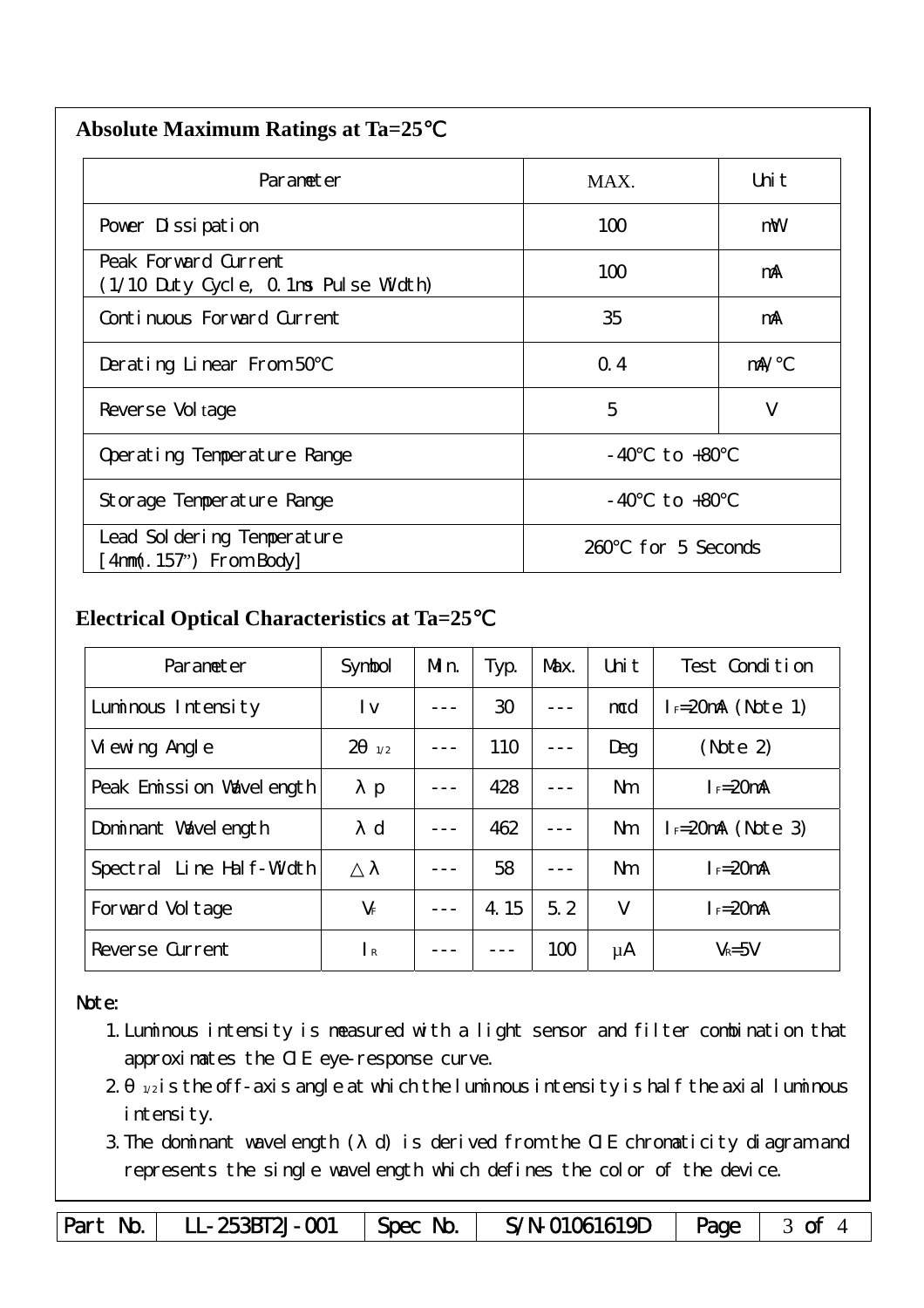## Absolute Maximum Ratings at Ta=25℃

| Parameter | MAX. | Unit |
|---|---|---|
| Power Dissipation | 100 | mW |
| Peak Forward Current (1/10 Duty Cycle, 0.1ms Pulse Width) | 100 | mA |
| Continuous Forward Current | 35 | mA |
| Derating Linear From 50℃ | 0.4 | mA/℃ |
| Reverse Voltage | 5 | V |
| Operating Temperature Range | -40℃ to +80℃ | |
| Storage Temperature Range | -40℃ to +80℃ | |
| Lead Soldering Temperature [4mm(.157") From Body] | 260℃ for 5 Seconds | |

## Electrical Optical Characteristics at Ta=25℃

| Parameter | Symbol | Min. | Typ. | Max. | Unit | Test Condition |
|---|---|---|---|---|---|---|
| Luminous Intensity | Iv | --- | 30 | --- | mcd | $I_F$=20mA (Note 1) |
| Viewing Angle | $2\theta_{1/2}$ | --- | 110 | --- | Deg | (Note 2) |
| Peak Emission Wavelength | λp | --- | 428 | --- | Nm | $I_F$=20mA |
| Dominant Wavelength | λd | --- | 462 | --- | Nm | $I_F$=20mA (Note 3) |
| Spectral Line Half-Width | △λ | --- | 58 | --- | Nm | $I_F$=20mA |
| Forward Voltage | $V_F$ | --- | 4.15 | 5.2 | V | $I_F$=20mA |
| Reverse Current | $I_R$ | --- | --- | 100 | μA | $V_R$=5V |

Note:

1. Luminous intensity is measured with a light sensor and filter combination that approximates the CIE eye-response curve.
2. $\theta_{1/2}$ is the off-axis angle at which the luminous intensity is half the axial luminous intensity.
3. The dominant wavelength (λd) is derived from the CIE chromaticity diagram and represents the single wavelength which defines the color of the device.

| Part No. | LL-253BT2J-001 | Spec No. | S/N-01061619D |
|---|---|---|---|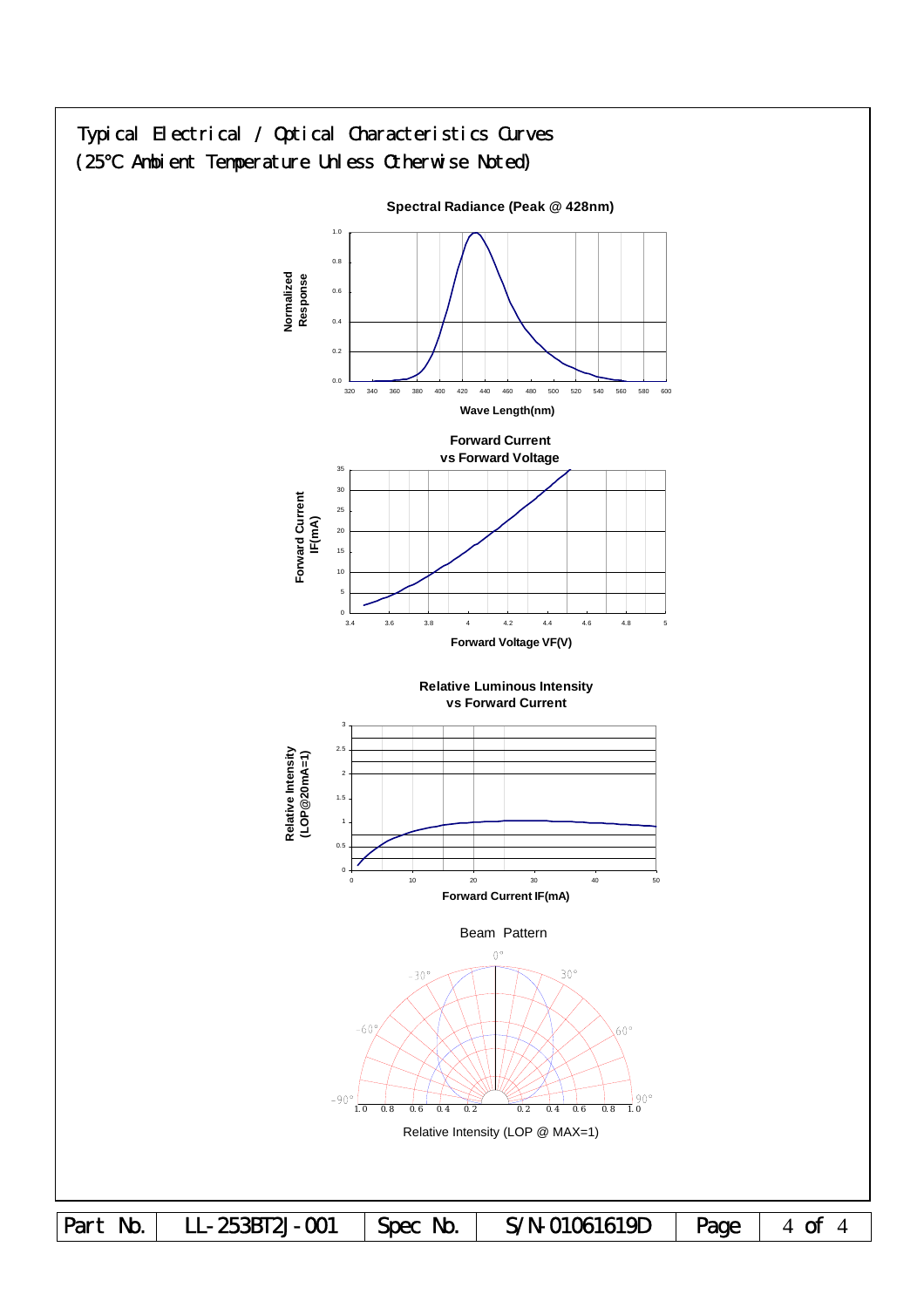## Typical Electrical / Optical Characteristics Curves
## (25°C Ambient Temperature Unless Otherwise Noted)

**Spectral Radiance (Peak @ 428nm)**

Normalized Response

1.0
0.8
0.6
0.4
0.2
0.0

320 340 360 380 400 420 440 460 480 500 520 540 560 580 600

Wave Length(nm)

**Forward Current vs Forward Voltage**

Forward Current IF(mA)

35
30
25
20
15
10
5
0

3.4 3.6 3.8 4 4.2 4.4 4.6 4.8 5

Forward Voltage VF(V)

**Relative Luminous Intensity vs Forward Current**

Relative Intensity (LOP@20mA=1)

3
2.5
2
1.5
1
0.5
0

0 10 20 30 40 50

Forward Current IF(mA)

Beam Pattern

0°
-30° 30°
-60° 60°
-90° 90°

1.0 0.8 0.6 0.4 0.2 0.2 0.4 0.6 0.8 1.0

Relative Intensity (LOP @ MAX=1)

| Part No. | LL-253BT2J-001 | Spec No. | S/N-01061619D | Page | 4 of 4 |
|---|---|---|---|---|---|